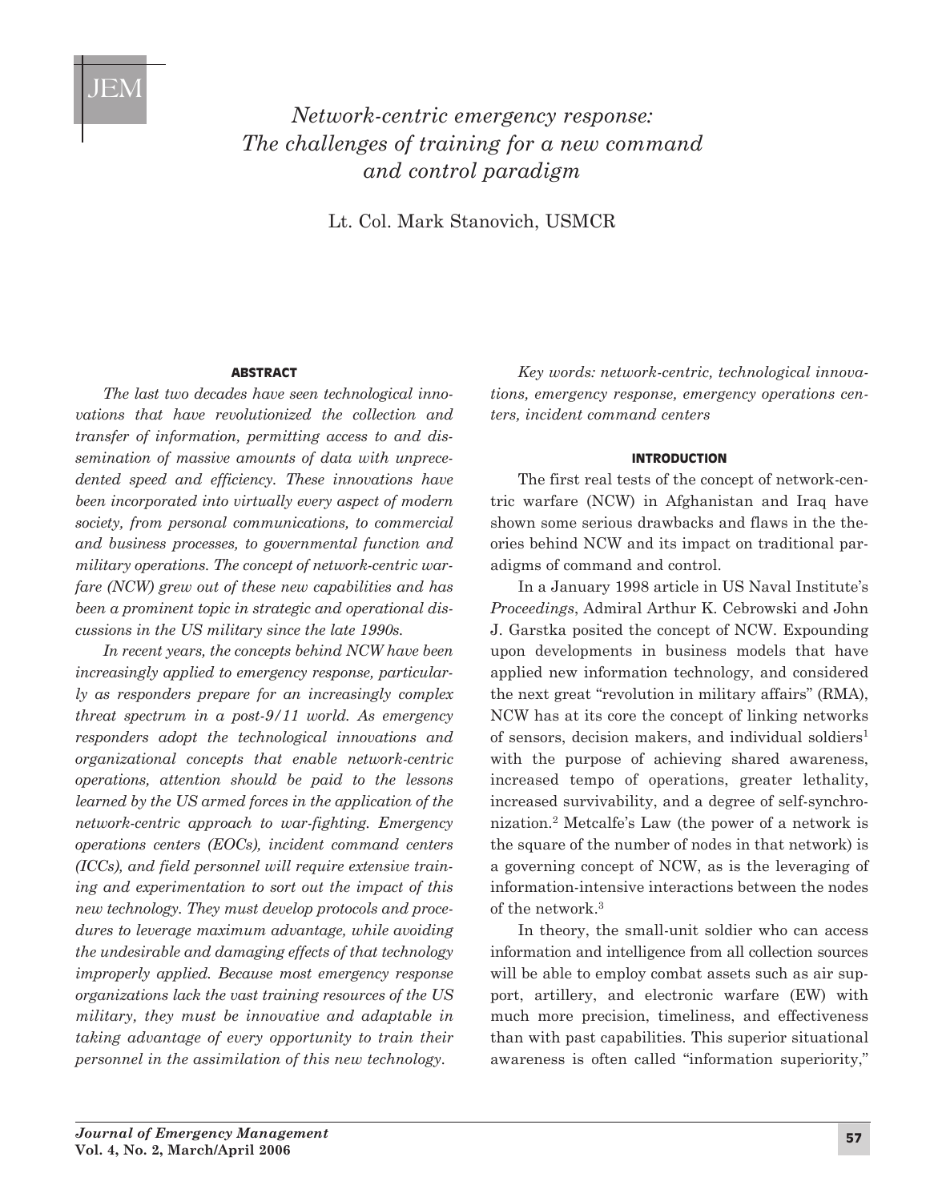# Network-centric emergency response: The challenges of training for a new command and control paradigm

Lt. Col. Mark Stanovich, USMCR

## ABSTRACT

*The last two decades have seen technological innovations that have revolutionized the collection and transfer of information, permitting access to and dissemination of massive amounts of data with unprecedented speed and efficiency. These innovations have been incorporated into virtually every aspect of modern society, from personal communications, to commercial and business processes, to governmental function and military operations. The concept of network-centric warfare (NCW) grew out of these new capabilities and has been a prominent topic in strategic and operational discussions in the US military since the late 1990s.*

*In recent years, the concepts behind NCW have been increasingly applied to emergency response, particularly as responders prepare for an increasingly complex threat spectrum in a post-9/11 world. As emergency responders adopt the technological innovations and organizational concepts that enable network-centric operations, attention should be paid to the lessons learned by the US armed forces in the application of the network-centric approach to war-fighting. Emergency operations centers (EOCs), incident command centers (ICCs), and field personnel will require extensive training and experimentation to sort out the impact of this new technology. They must develop protocols and procedures to leverage maximum advantage, while avoiding the undesirable and damaging effects of that technology improperly applied. Because most emergency response organizations lack the vast training resources of the US military, they must be innovative and adaptable in taking advantage of every opportunity to train their personnel in the assimilation of this new technology.*

*Key words: network-centric, technological innovations, emergency response, emergency operations centers, incident command centers*

## INTRODUCTION

The first real tests of the concept of network-centric warfare (NCW) in Afghanistan and Iraq have shown some serious drawbacks and flaws in the theories behind NCW and its impact on traditional paradigms of command and control.

In a January 1998 article in US Naval Institute's *Proceedings*, Admiral Arthur K. Cebrowski and John J. Garstka posited the concept of NCW. Expounding upon developments in business models that have applied new information technology, and considered the next great "revolution in military affairs" (RMA), NCW has at its core the concept of linking networks of sensors, decision makers, and individual soldiers[1] with the purpose of achieving shared awareness, increased tempo of operations, greater lethality, increased survivability, and a degree of self-synchronization.[2] Metcalfe's Law (the power of a network is the square of the number of nodes in that network) is a governing concept of NCW, as is the leveraging of information-intensive interactions between the nodes of the network.[3]

In theory, the small-unit soldier who can access information and intelligence from all collection sources will be able to employ combat assets such as air support, artillery, and electronic warfare (EW) with much more precision, timeliness, and effectiveness than with past capabilities. This superior situational awareness is often called "information superiority,"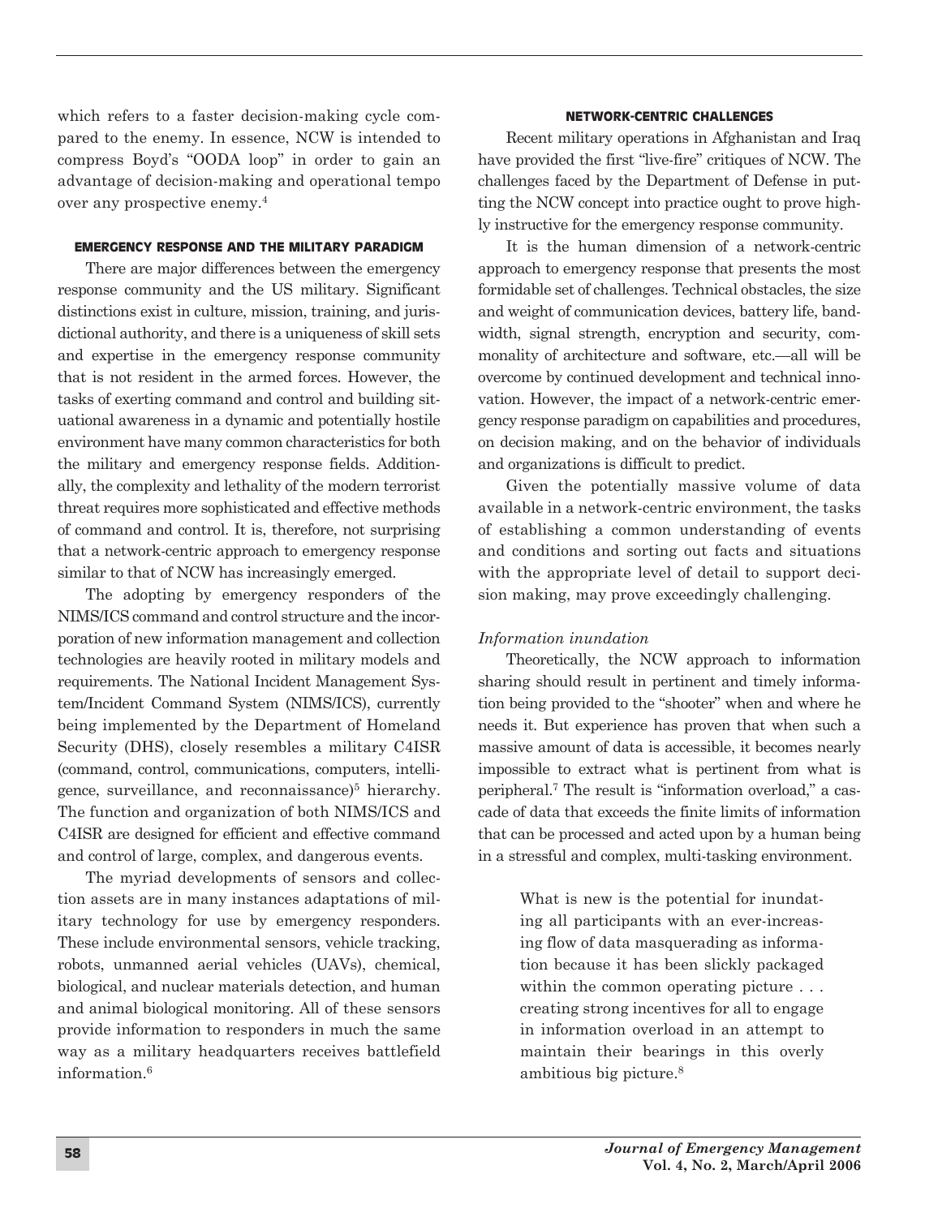which refers to a faster decision-making cycle compared to the enemy. In essence, NCW is intended to compress Boyd's "OODA loop" in order to gain an advantage of decision-making and operational tempo over any prospective enemy.[4]

### EMERGENCY RESPONSE AND THE MILITARY PARADIGM

There are major differences between the emergency response community and the US military. Significant distinctions exist in culture, mission, training, and jurisdictional authority, and there is a uniqueness of skill sets and expertise in the emergency response community that is not resident in the armed forces. However, the tasks of exerting command and control and building situational awareness in a dynamic and potentially hostile environment have many common characteristics for both the military and emergency response fields. Additionally, the complexity and lethality of the modern terrorist threat requires more sophisticated and effective methods of command and control. It is, therefore, not surprising that a network-centric approach to emergency response similar to that of NCW has increasingly emerged.

The adopting by emergency responders of the NIMS/ICS command and control structure and the incorporation of new information management and collection technologies are heavily rooted in military models and requirements. The National Incident Management System/Incident Command System (NIMS/ICS), currently being implemented by the Department of Homeland Security (DHS), closely resembles a military C4ISR (command, control, communications, computers, intelligence, surveillance, and reconnaissance)[5] hierarchy. The function and organization of both NIMS/ICS and C4ISR are designed for efficient and effective command and control of large, complex, and dangerous events.

The myriad developments of sensors and collection assets are in many instances adaptations of military technology for use by emergency responders. These include environmental sensors, vehicle tracking, robots, unmanned aerial vehicles (UAVs), chemical, biological, and nuclear materials detection, and human and animal biological monitoring. All of these sensors provide information to responders in much the same way as a military headquarters receives battlefield information.[6]

### NETWORK-CENTRIC CHALLENGES

Recent military operations in Afghanistan and Iraq have provided the first "live-fire" critiques of NCW. The challenges faced by the Department of Defense in putting the NCW concept into practice ought to prove highly instructive for the emergency response community.

It is the human dimension of a network-centric approach to emergency response that presents the most formidable set of challenges. Technical obstacles, the size and weight of communication devices, battery life, bandwidth, signal strength, encryption and security, commonality of architecture and software, etc.—all will be overcome by continued development and technical innovation. However, the impact of a network-centric emergency response paradigm on capabilities and procedures, on decision making, and on the behavior of individuals and organizations is difficult to predict.

Given the potentially massive volume of data available in a network-centric environment, the tasks of establishing a common understanding of events and conditions and sorting out facts and situations with the appropriate level of detail to support decision making, may prove exceedingly challenging.

#### *Information inundation*

Theoretically, the NCW approach to information sharing should result in pertinent and timely information being provided to the "shooter" when and where he needs it. But experience has proven that when such a massive amount of data is accessible, it becomes nearly impossible to extract what is pertinent from what is peripheral.[7] The result is "information overload," a cascade of data that exceeds the finite limits of information that can be processed and acted upon by a human being in a stressful and complex, multi-tasking environment.

> What is new is the potential for inundating all participants with an ever-increasing flow of data masquerading as information because it has been slickly packaged within the common operating picture . . . creating strong incentives for all to engage in information overload in an attempt to maintain their bearings in this overly ambitious big picture.[8]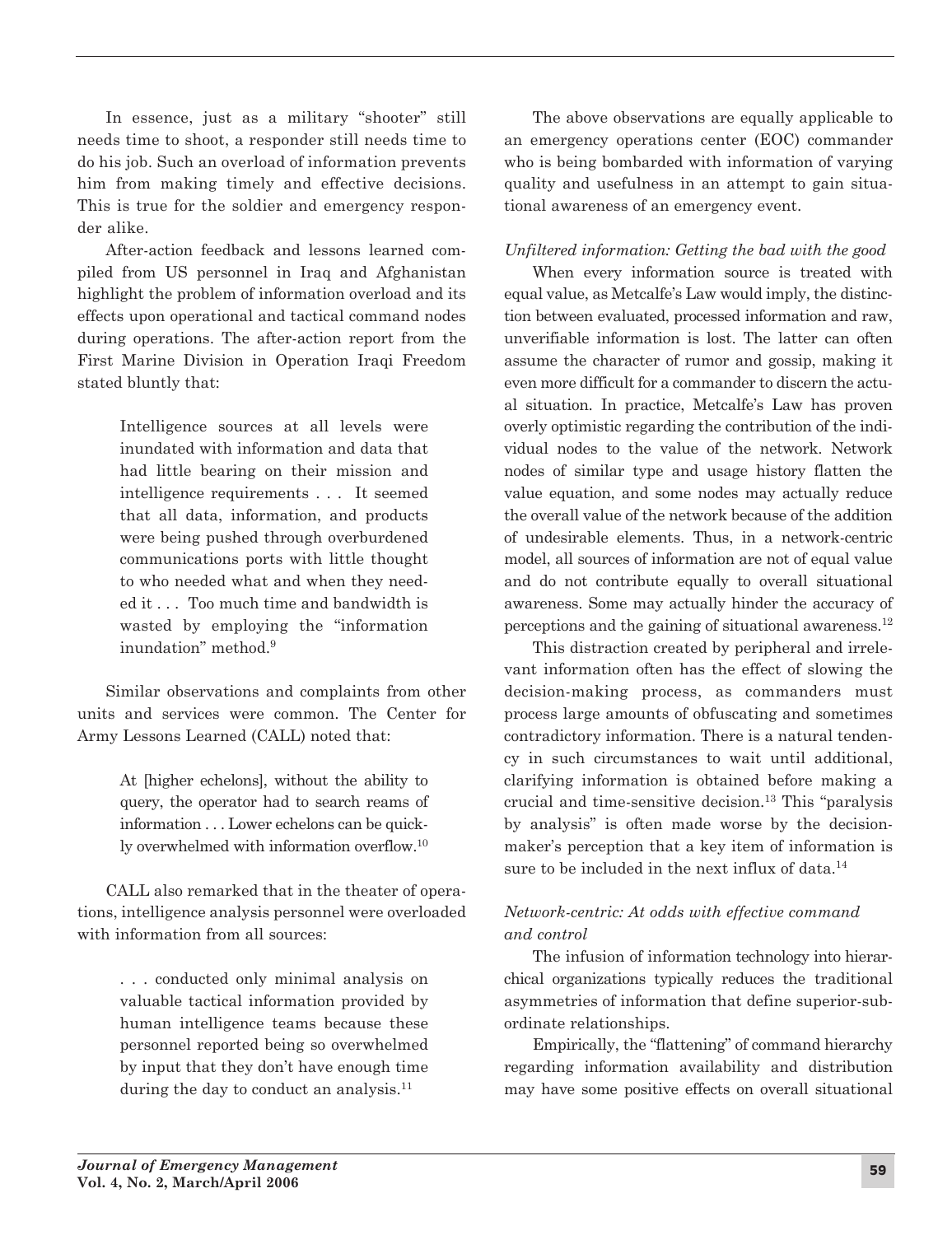In essence, just as a military "shooter" still needs time to shoot, a responder still needs time to do his job. Such an overload of information prevents him from making timely and effective decisions. This is true for the soldier and emergency responder alike.

After-action feedback and lessons learned compiled from US personnel in Iraq and Afghanistan highlight the problem of information overload and its effects upon operational and tactical command nodes during operations. The after-action report from the First Marine Division in Operation Iraqi Freedom stated bluntly that:

> Intelligence sources at all levels were inundated with information and data that had little bearing on their mission and intelligence requirements . . . It seemed that all data, information, and products were being pushed through overburdened communications ports with little thought to who needed what and when they needed it . . . Too much time and bandwidth is wasted by employing the "information inundation" method.[9]

Similar observations and complaints from other units and services were common. The Center for Army Lessons Learned (CALL) noted that:

> At [higher echelons], without the ability to query, the operator had to search reams of information . . . Lower echelons can be quickly overwhelmed with information overflow.[10]

CALL also remarked that in the theater of operations, intelligence analysis personnel were overloaded with information from all sources:

> . . . conducted only minimal analysis on valuable tactical information provided by human intelligence teams because these personnel reported being so overwhelmed by input that they don't have enough time during the day to conduct an analysis.[11]

The above observations are equally applicable to an emergency operations center (EOC) commander who is being bombarded with information of varying quality and usefulness in an attempt to gain situational awareness of an emergency event.

*Unfiltered information: Getting the bad with the good*

When every information source is treated with equal value, as Metcalfe's Law would imply, the distinction between evaluated, processed information and raw, unverifiable information is lost. The latter can often assume the character of rumor and gossip, making it even more difficult for a commander to discern the actual situation. In practice, Metcalfe's Law has proven overly optimistic regarding the contribution of the individual nodes to the value of the network. Network nodes of similar type and usage history flatten the value equation, and some nodes may actually reduce the overall value of the network because of the addition of undesirable elements. Thus, in a network-centric model, all sources of information are not of equal value and do not contribute equally to overall situational awareness. Some may actually hinder the accuracy of perceptions and the gaining of situational awareness.[12]

This distraction created by peripheral and irrelevant information often has the effect of slowing the decision-making process, as commanders must process large amounts of obfuscating and sometimes contradictory information. There is a natural tendency in such circumstances to wait until additional, clarifying information is obtained before making a crucial and time-sensitive decision.[13] This "paralysis by analysis" is often made worse by the decision-maker's perception that a key item of information is sure to be included in the next influx of data.[14]

*Network-centric: At odds with effective command and control*

The infusion of information technology into hierarchical organizations typically reduces the traditional asymmetries of information that define superior-subordinate relationships.

Empirically, the "flattening" of command hierarchy regarding information availability and distribution may have some positive effects on overall situational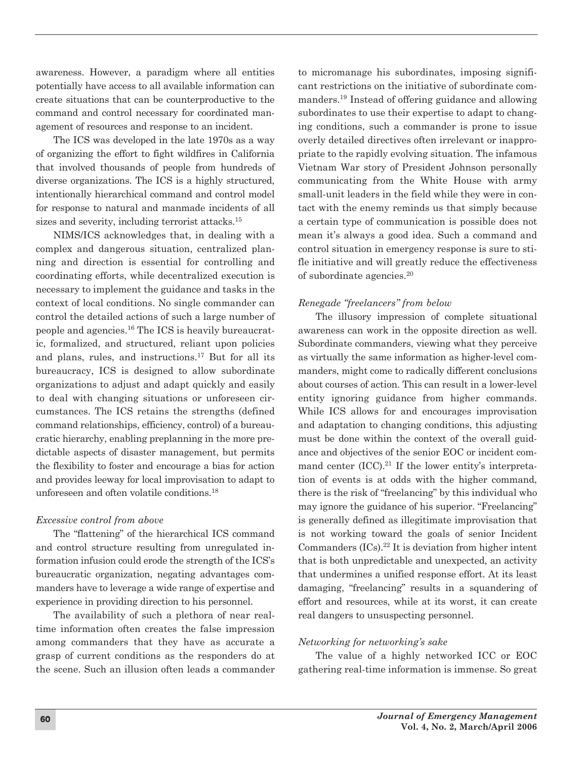awareness. However, a paradigm where all entities potentially have access to all available information can create situations that can be counterproductive to the command and control necessary for coordinated management of resources and response to an incident.

The ICS was developed in the late 1970s as a way of organizing the effort to fight wildfires in California that involved thousands of people from hundreds of diverse organizations. The ICS is a highly structured, intentionally hierarchical command and control model for response to natural and manmade incidents of all sizes and severity, including terrorist attacks.[15]

NIMS/ICS acknowledges that, in dealing with a complex and dangerous situation, centralized planning and direction is essential for controlling and coordinating efforts, while decentralized execution is necessary to implement the guidance and tasks in the context of local conditions. No single commander can control the detailed actions of such a large number of people and agencies.[16] The ICS is heavily bureaucratic, formalized, and structured, reliant upon policies and plans, rules, and instructions.[17] But for all its bureaucracy, ICS is designed to allow subordinate organizations to adjust and adapt quickly and easily to deal with changing situations or unforeseen circumstances. The ICS retains the strengths (defined command relationships, efficiency, control) of a bureaucratic hierarchy, enabling preplanning in the more predictable aspects of disaster management, but permits the flexibility to foster and encourage a bias for action and provides leeway for local improvisation to adapt to unforeseen and often volatile conditions.[18]

*Excessive control from above*

The "flattening" of the hierarchical ICS command and control structure resulting from unregulated information infusion could erode the strength of the ICS's bureaucratic organization, negating advantages commanders have to leverage a wide range of expertise and experience in providing direction to his personnel.

The availability of such a plethora of near real-time information often creates the false impression among commanders that they have as accurate a grasp of current conditions as the responders do at the scene. Such an illusion often leads a commander to micromanage his subordinates, imposing significant restrictions on the initiative of subordinate commanders.[19] Instead of offering guidance and allowing subordinates to use their expertise to adapt to changing conditions, such a commander is prone to issue overly detailed directives often irrelevant or inappropriate to the rapidly evolving situation. The infamous Vietnam War story of President Johnson personally communicating from the White House with army small-unit leaders in the field while they were in contact with the enemy reminds us that simply because a certain type of communication is possible does not mean it's always a good idea. Such a command and control situation in emergency response is sure to stifle initiative and will greatly reduce the effectiveness of subordinate agencies.[20]

*Renegade "freelancers" from below*

The illusory impression of complete situational awareness can work in the opposite direction as well. Subordinate commanders, viewing what they perceive as virtually the same information as higher-level commanders, might come to radically different conclusions about courses of action. This can result in a lower-level entity ignoring guidance from higher commands. While ICS allows for and encourages improvisation and adaptation to changing conditions, this adjusting must be done within the context of the overall guidance and objectives of the senior EOC or incident command center (ICC).[21] If the lower entity's interpretation of events is at odds with the higher command, there is the risk of "freelancing" by this individual who may ignore the guidance of his superior. "Freelancing" is generally defined as illegitimate improvisation that is not working toward the goals of senior Incident Commanders (ICs).[22] It is deviation from higher intent that is both unpredictable and unexpected, an activity that undermines a unified response effort. At its least damaging, "freelancing" results in a squandering of effort and resources, while at its worst, it can create real dangers to unsuspecting personnel.

*Networking for networking's sake*

The value of a highly networked ICC or EOC gathering real-time information is immense. So great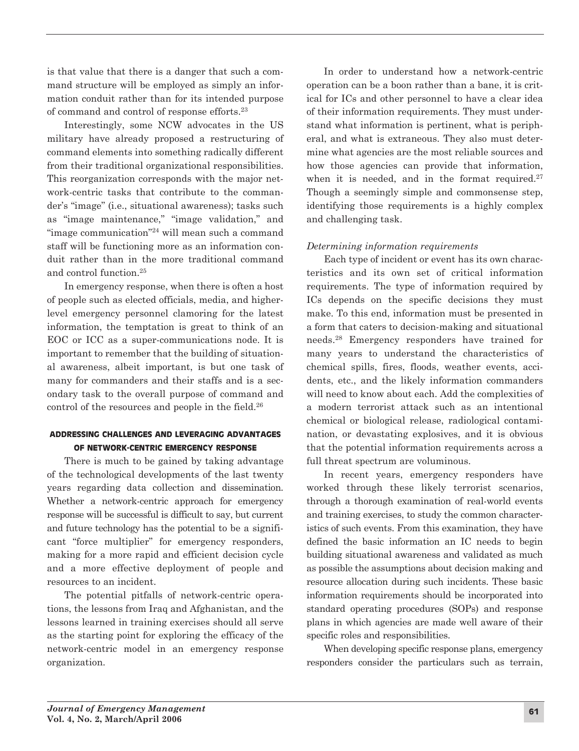is that value that there is a danger that such a command structure will be employed as simply an information conduit rather than for its intended purpose of command and control of response efforts.[23]

Interestingly, some NCW advocates in the US military have already proposed a restructuring of command elements into something radically different from their traditional organizational responsibilities. This reorganization corresponds with the major network-centric tasks that contribute to the commander's "image" (i.e., situational awareness); tasks such as "image maintenance," "image validation," and "image communication"[24] will mean such a command staff will be functioning more as an information conduit rather than in the more traditional command and control function.[25]

In emergency response, when there is often a host of people such as elected officials, media, and higher-level emergency personnel clamoring for the latest information, the temptation is great to think of an EOC or ICC as a super-communications node. It is important to remember that the building of situational awareness, albeit important, is but one task of many for commanders and their staffs and is a secondary task to the overall purpose of command and control of the resources and people in the field.[26]

## ADDRESSING CHALLENGES AND LEVERAGING ADVANTAGES OF NETWORK-CENTRIC EMERGENCY RESPONSE

There is much to be gained by taking advantage of the technological developments of the last twenty years regarding data collection and dissemination. Whether a network-centric approach for emergency response will be successful is difficult to say, but current and future technology has the potential to be a significant "force multiplier" for emergency responders, making for a more rapid and efficient decision cycle and a more effective deployment of people and resources to an incident.

The potential pitfalls of network-centric operations, the lessons from Iraq and Afghanistan, and the lessons learned in training exercises should all serve as the starting point for exploring the efficacy of the network-centric model in an emergency response organization.

In order to understand how a network-centric operation can be a boon rather than a bane, it is critical for ICs and other personnel to have a clear idea of their information requirements. They must understand what information is pertinent, what is peripheral, and what is extraneous. They also must determine what agencies are the most reliable sources and how those agencies can provide that information, when it is needed, and in the format required.[27] Though a seemingly simple and commonsense step, identifying those requirements is a highly complex and challenging task.

### *Determining information requirements*

Each type of incident or event has its own characteristics and its own set of critical information requirements. The type of information required by ICs depends on the specific decisions they must make. To this end, information must be presented in a form that caters to decision-making and situational needs.[28] Emergency responders have trained for many years to understand the characteristics of chemical spills, fires, floods, weather events, accidents, etc., and the likely information commanders will need to know about each. Add the complexities of a modern terrorist attack such as an intentional chemical or biological release, radiological contamination, or devastating explosives, and it is obvious that the potential information requirements across a full threat spectrum are voluminous.

In recent years, emergency responders have worked through these likely terrorist scenarios, through a thorough examination of real-world events and training exercises, to study the common characteristics of such events. From this examination, they have defined the basic information an IC needs to begin building situational awareness and validated as much as possible the assumptions about decision making and resource allocation during such incidents. These basic information requirements should be incorporated into standard operating procedures (SOPs) and response plans in which agencies are made well aware of their specific roles and responsibilities.

When developing specific response plans, emergency responders consider the particulars such as terrain,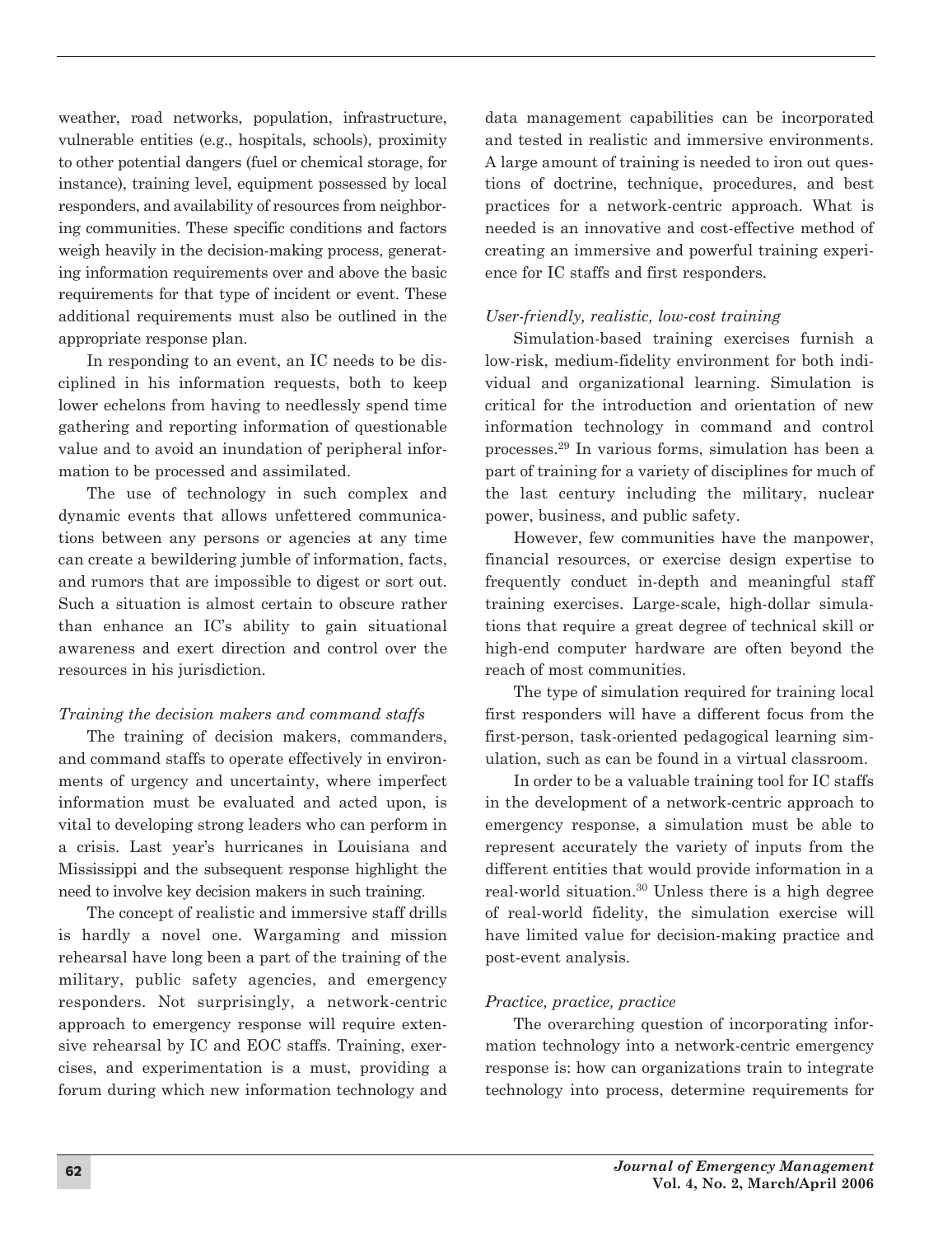weather, road networks, population, infrastructure, vulnerable entities (e.g., hospitals, schools), proximity to other potential dangers (fuel or chemical storage, for instance), training level, equipment possessed by local responders, and availability of resources from neighboring communities. These specific conditions and factors weigh heavily in the decision-making process, generating information requirements over and above the basic requirements for that type of incident or event. These additional requirements must also be outlined in the appropriate response plan.

In responding to an event, an IC needs to be disciplined in his information requests, both to keep lower echelons from having to needlessly spend time gathering and reporting information of questionable value and to avoid an inundation of peripheral information to be processed and assimilated.

The use of technology in such complex and dynamic events that allows unfettered communications between any persons or agencies at any time can create a bewildering jumble of information, facts, and rumors that are impossible to digest or sort out. Such a situation is almost certain to obscure rather than enhance an IC's ability to gain situational awareness and exert direction and control over the resources in his jurisdiction.

*Training the decision makers and command staffs*

The training of decision makers, commanders, and command staffs to operate effectively in environments of urgency and uncertainty, where imperfect information must be evaluated and acted upon, is vital to developing strong leaders who can perform in a crisis. Last year's hurricanes in Louisiana and Mississippi and the subsequent response highlight the need to involve key decision makers in such training.

The concept of realistic and immersive staff drills is hardly a novel one. Wargaming and mission rehearsal have long been a part of the training of the military, public safety agencies, and emergency responders. Not surprisingly, a network-centric approach to emergency response will require extensive rehearsal by IC and EOC staffs. Training, exercises, and experimentation is a must, providing a forum during which new information technology and data management capabilities can be incorporated and tested in realistic and immersive environments. A large amount of training is needed to iron out questions of doctrine, technique, procedures, and best practices for a network-centric approach. What is needed is an innovative and cost-effective method of creating an immersive and powerful training experience for IC staffs and first responders.

*User-friendly, realistic, low-cost training*

Simulation-based training exercises furnish a low-risk, medium-fidelity environment for both individual and organizational learning. Simulation is critical for the introduction and orientation of new information technology in command and control processes.[29] In various forms, simulation has been a part of training for a variety of disciplines for much of the last century including the military, nuclear power, business, and public safety.

However, few communities have the manpower, financial resources, or exercise design expertise to frequently conduct in-depth and meaningful staff training exercises. Large-scale, high-dollar simulations that require a great degree of technical skill or high-end computer hardware are often beyond the reach of most communities.

The type of simulation required for training local first responders will have a different focus from the first-person, task-oriented pedagogical learning simulation, such as can be found in a virtual classroom.

In order to be a valuable training tool for IC staffs in the development of a network-centric approach to emergency response, a simulation must be able to represent accurately the variety of inputs from the different entities that would provide information in a real-world situation.[30] Unless there is a high degree of real-world fidelity, the simulation exercise will have limited value for decision-making practice and post-event analysis.

*Practice, practice, practice*

The overarching question of incorporating information technology into a network-centric emergency response is: how can organizations train to integrate technology into process, determine requirements for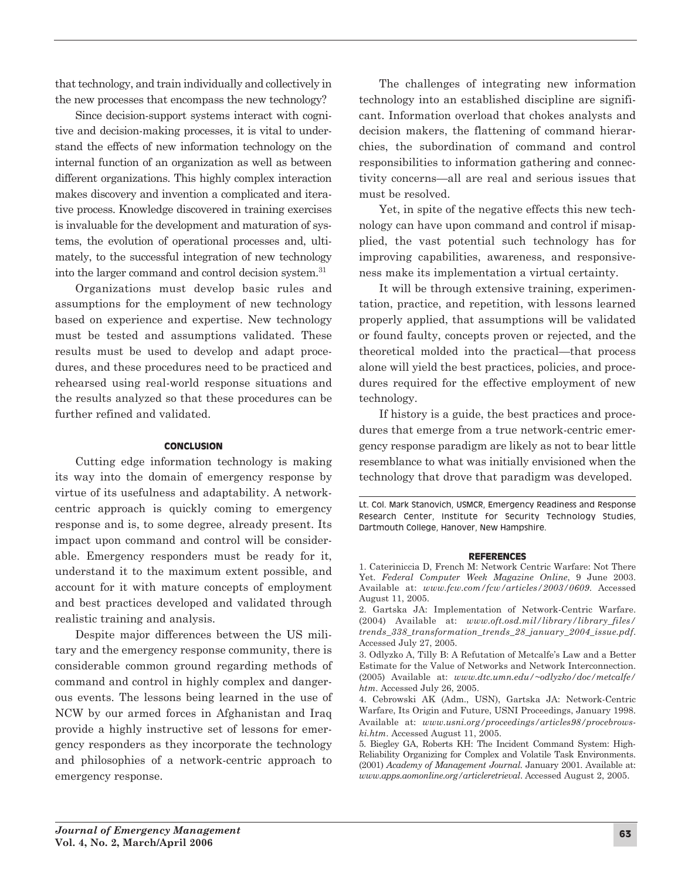that technology, and train individually and collectively in the new processes that encompass the new technology?

Since decision-support systems interact with cognitive and decision-making processes, it is vital to understand the effects of new information technology on the internal function of an organization as well as between different organizations. This highly complex interaction makes discovery and invention a complicated and iterative process. Knowledge discovered in training exercises is invaluable for the development and maturation of systems, the evolution of operational processes and, ultimately, to the successful integration of new technology into the larger command and control decision system.[31]

Organizations must develop basic rules and assumptions for the employment of new technology based on experience and expertise. New technology must be tested and assumptions validated. These results must be used to develop and adapt procedures, and these procedures need to be practiced and rehearsed using real-world response situations and the results analyzed so that these procedures can be further refined and validated.

## CONCLUSION

Cutting edge information technology is making its way into the domain of emergency response by virtue of its usefulness and adaptability. A network-centric approach is quickly coming to emergency response and is, to some degree, already present. Its impact upon command and control will be considerable. Emergency responders must be ready for it, understand it to the maximum extent possible, and account for it with mature concepts of employment and best practices developed and validated through realistic training and analysis.

Despite major differences between the US military and the emergency response community, there is considerable common ground regarding methods of command and control in highly complex and dangerous events. The lessons being learned in the use of NCW by our armed forces in Afghanistan and Iraq provide a highly instructive set of lessons for emergency responders as they incorporate the technology and philosophies of a network-centric approach to emergency response.

The challenges of integrating new information technology into an established discipline are significant. Information overload that chokes analysts and decision makers, the flattening of command hierarchies, the subordination of command and control responsibilities to information gathering and connectivity concerns—all are real and serious issues that must be resolved.

Yet, in spite of the negative effects this new technology can have upon command and control if misapplied, the vast potential such technology has for improving capabilities, awareness, and responsiveness make its implementation a virtual certainty.

It will be through extensive training, experimentation, practice, and repetition, with lessons learned properly applied, that assumptions will be validated or found faulty, concepts proven or rejected, and the theoretical molded into the practical—that process alone will yield the best practices, policies, and procedures required for the effective employment of new technology.

If history is a guide, the best practices and procedures that emerge from a true network-centric emergency response paradigm are likely as not to bear little resemblance to what was initially envisioned when the technology that drove that paradigm was developed.

---

Lt. Col. Mark Stanovich, USMCR, Emergency Readiness and Response Research Center, Institute for Security Technology Studies, Dartmouth College, Hanover, New Hampshire.

## REFERENCES

1. Caterinicchia D, French M: Network Centric Warfare: Not There Yet. *Federal Computer Week Magazine Online*, 9 June 2003. Available at: *www.fcw.com/fcw/articles/2003/0609*. Accessed August 11, 2005.
2. Gartska JA: Implementation of Network-Centric Warfare. (2004) Available at: *www.oft.osd.mil/library/library_files/trends_338_transformation_trends_28_january_2004_issue.pdf*. Accessed July 27, 2005.
3. Odlyzko A, Tilly B: A Refutation of Metcalfe's Law and a Better Estimate for the Value of Networks and Network Interconnection. (2005) Available at: *www.dtc.umn.edu/~odlyzko/doc/metcalfe/htm*. Accessed July 26, 2005.
4. Cebrowski AK (Adm., USN), Gartska JA: Network-Centric Warfare, Its Origin and Future, USNI Proceedings, January 1998. Available at: *www.usni.org/proceedings/articles98/procebrowski.htm*. Accessed August 11, 2005.
5. Biegley GA, Roberts KH: The Incident Command System: High-Reliability Organizing for Complex and Volatile Task Environments. (2001) *Academy of Management Journal*. January 2001. Available at: *www.apps.aomonline.org/articleretrieval*. Accessed August 2, 2005.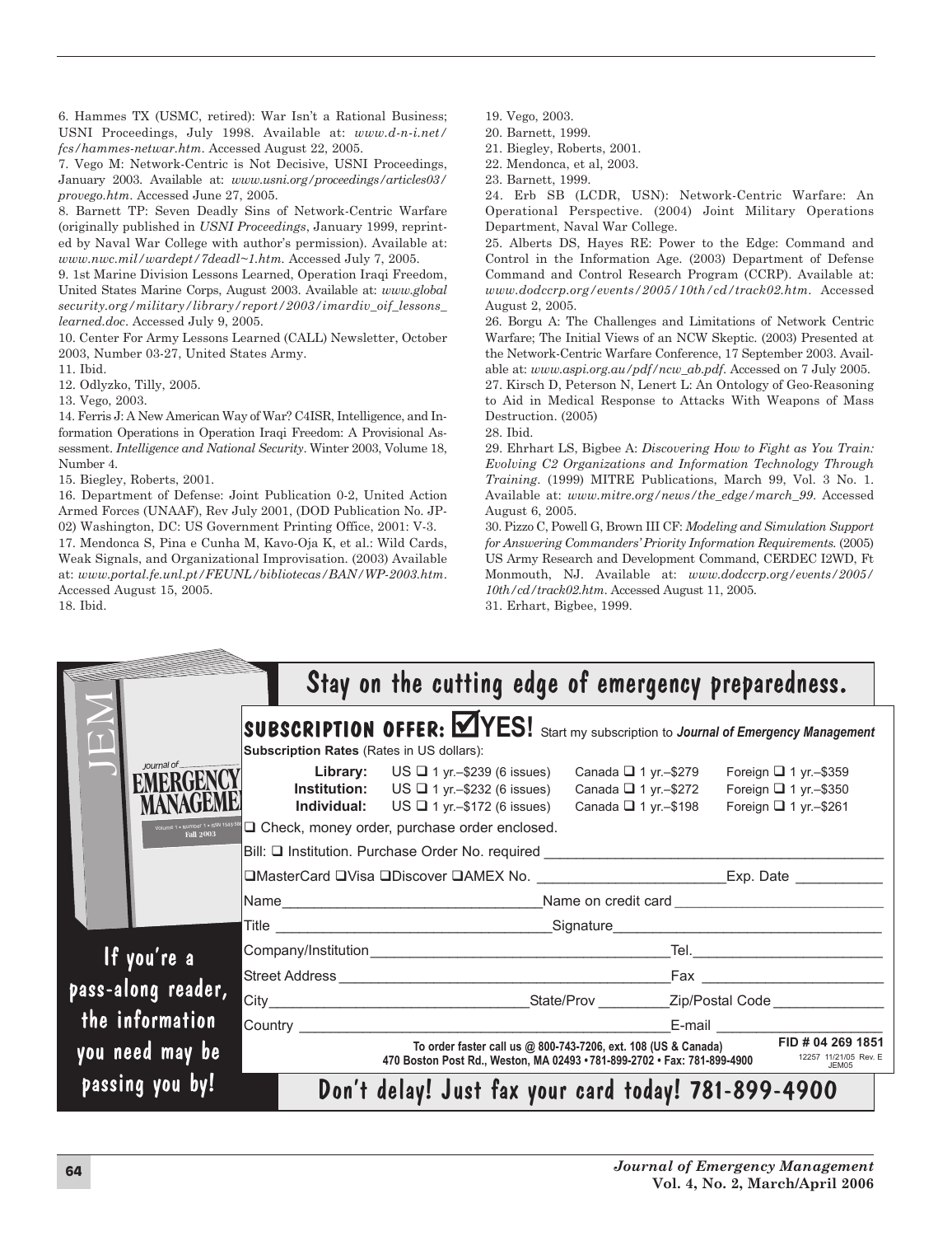6. Hammes TX (USMC, retired): War Isn't a Rational Business; USNI Proceedings, July 1998. Available at: *www.d-n-i.net/fcs/hammes-netwar.htm*. Accessed August 22, 2005.

7. Vego M: Network-Centric is Not Decisive, USNI Proceedings, January 2003. Available at: *www.usni.org/proceedings/articles03/provego.htm*. Accessed June 27, 2005.

8. Barnett TP: Seven Deadly Sins of Network-Centric Warfare (originally published in *USNI Proceedings*, January 1999, reprinted by Naval War College with author's permission). Available at: *www.nwc.mil/wardept/7deadl~1.htm*. Accessed July 7, 2005.

9. 1st Marine Division Lessons Learned, Operation Iraqi Freedom, United States Marine Corps, August 2003. Available at: *www.globalsecurity.org/military/library/report/2003/imardiv_oif_lessons_learned.doc*. Accessed July 9, 2005.

10. Center For Army Lessons Learned (CALL) Newsletter, October 2003, Number 03-27, United States Army.

11. Ibid.

12. Odlyzko, Tilly, 2005.

13. Vego, 2003.

14. Ferris J: A New American Way of War? C4ISR, Intelligence, and Information Operations in Operation Iraqi Freedom: A Provisional Assessment. *Intelligence and National Security*. Winter 2003, Volume 18, Number 4.

15. Biegley, Roberts, 2001.

16. Department of Defense: Joint Publication 0-2, United Action Armed Forces (UNAAF), Rev July 2001, (DOD Publication No. JP-02) Washington, DC: US Government Printing Office, 2001: V-3.

17. Mendonca S, Pina e Cunha M, Kavo-Oja K, et al.: Wild Cards, Weak Signals, and Organizational Improvisation. (2003) Available at: *www.portal.fe.unl.pt/FEUNL/bibliotecas/BAN/WP-2003.htm*. Accessed August 15, 2005.

18. Ibid.

19. Vego, 2003.

20. Barnett, 1999.

21. Biegley, Roberts, 2001.

22. Mendonca, et al, 2003.

23. Barnett, 1999.

24. Erb SB (LCDR, USN): Network-Centric Warfare: An Operational Perspective. (2004) Joint Military Operations Department, Naval War College.

25. Alberts DS, Hayes RE: Power to the Edge: Command and Control in the Information Age. (2003) Department of Defense Command and Control Research Program (CCRP). Available at: *www.dodccrp.org/events/2005/10th/cd/track02.htm*. Accessed August 2, 2005.

26. Borgu A: The Challenges and Limitations of Network Centric Warfare; The Initial Views of an NCW Skeptic. (2003) Presented at the Network-Centric Warfare Conference, 17 September 2003. Available at: *www.aspi.org.au/pdf/ncw_ab.pdf*. Accessed on 7 July 2005.

27. Kirsch D, Peterson N, Lenert L: An Ontology of Geo-Reasoning to Aid in Medical Response to Attacks With Weapons of Mass Destruction. (2005)

28. Ibid.

29. Ehrhart LS, Bigbee A: *Discovering How to Fight as You Train: Evolving C2 Organizations and Information Technology Through Training*. (1999) MITRE Publications, March 99, Vol. 3 No. 1. Available at: *www.mitre.org/news/the_edge/march_99*. Accessed August 6, 2005.

30. Pizzo C, Powell G, Brown III CF: *Modeling and Simulation Support for Answering Commanders' Priority Information Requirements.* (2005) US Army Research and Development Command, CERDEC I2WD, Ft Monmouth, NJ. Available at: *www.dodccrp.org/events/2005/10th/cd/track02.htm*. Accessed August 11, 2005.

31. Erhart, Bigbee, 1999.

---

**Stay on the cutting edge of emergency preparedness.**

**SUBSCRIPTION OFFER: ☑YES!** Start my subscription to ***Journal of Emergency Management***

**Subscription Rates** (Rates in US dollars):

| | | | |
|---|---|---|---|
| **Library:** | US ❑ 1 yr.–$239 (6 issues) | Canada ❑ 1 yr.–$279 | Foreign ❑ 1 yr.–$359 |
| **Institution:** | US ❑ 1 yr.–$232 (6 issues) | Canada ❑ 1 yr.–$272 | Foreign ❑ 1 yr.–$350 |
| **Individual:** | US ❑ 1 yr.–$172 (6 issues) | Canada ❑ 1 yr.–$198 | Foreign ❑ 1 yr.–$261 |

❑ Check, money order, purchase order enclosed.

Bill: ❑ Institution. Purchase Order No. required ____________

❑MasterCard ❑Visa ❑Discover ❑AMEX No. ____________ Exp. Date ________

Name ____________ Name on credit card ____________

Title ____________ Signature ____________

Company/Institution ____________ Tel. ____________

Street Address ____________ Fax ____________

City ____________ State/Prov ________ Zip/Postal Code ________

Country ____________ E-mail ____________

**To order faster call us @ 800-743-7206, ext. 108 (US & Canada)**
**470 Boston Post Rd., Weston, MA 02493 • 781-899-2702 • Fax: 781-899-4900**

**FID # 04 269 1851**
12257 11/21/05 Rev. E JEM05

If you're a pass-along reader, the information you need may be passing you by!

**Don't delay! Just fax your card today! 781-899-4900**